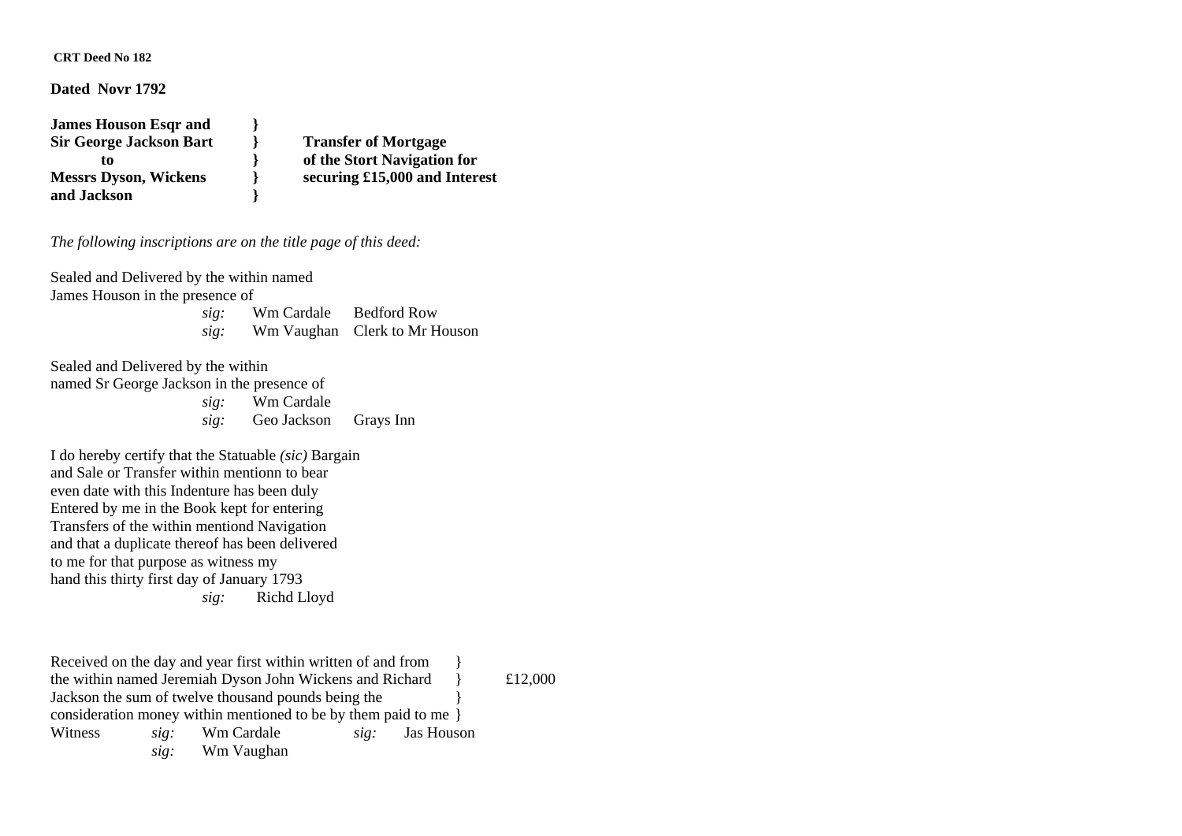**CRT Deed No 182**

**Dated Novr 1792**

| | | |
|---|---|---|
| **James Houson Esqr and Sir George Jackson Bart to Messrs Dyson, Wickens and Jackson** | **}** | **Transfer of Mortgage of the Stort Navigation for securing £15,000 and Interest** |

*The following inscriptions are on the title page of this deed:*

Sealed and Delivered by the within named
James Houson in the presence of

*sig:* Wm Cardale Bedford Row
*sig:* Wm Vaughan Clerk to Mr Houson

Sealed and Delivered by the within
named Sr George Jackson in the presence of

*sig:* Wm Cardale
*sig:* Geo Jackson Grays Inn

I do hereby certify that the Statuable *(sic)* Bargain
and Sale or Transfer within mentionn to bear
even date with this Indenture has been duly
Entered by me in the Book kept for entering
Transfers of the within mentiond Navigation
and that a duplicate thereof has been delivered
to me for that purpose as witness my
hand this thirty first day of January 1793

*sig:* Richd Lloyd

Received on the day and year first within written of and from the within named Jeremiah Dyson John Wickens and Richard Jackson the sum of twelve thousand pounds being the consideration money within mentioned to be by them paid to me } £12,000

Witness *sig:* Wm Cardale *sig:* Jas Houson
*sig:* Wm Vaughan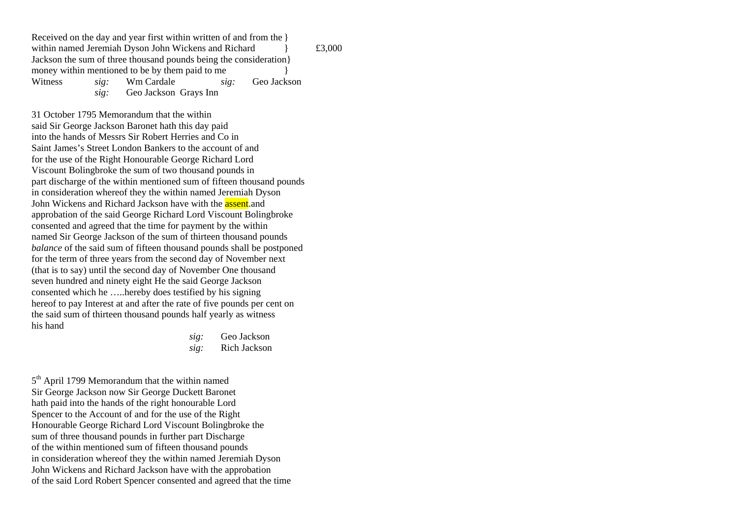Received on the day and year first within written of and from the }
within named Jeremiah Dyson John Wickens and Richard } £3,000
Jackson the sum of three thousand pounds being the consideration}
money within mentioned to be by them paid to me }

Witness *sig:* Wm Cardale *sig:* Geo Jackson
*sig:* Geo Jackson Grays Inn

31 October 1795 Memorandum that the within
said Sir George Jackson Baronet hath this day paid
into the hands of Messrs Sir Robert Herries and Co in
Saint James's Street London Bankers to the account of and
for the use of the Right Honourable George Richard Lord
Viscount Bolingbroke the sum of two thousand pounds in
part discharge of the within mentioned sum of fifteen thousand pounds
in consideration whereof they the within named Jeremiah Dyson
John Wickens and Richard Jackson have with the assent.and
approbation of the said George Richard Lord Viscount Bolingbroke
consented and agreed that the time for payment by the within
named Sir George Jackson of the sum of thirteen thousand pounds
*balance* of the said sum of fifteen thousand pounds shall be postponed
for the term of three years from the second day of November next
(that is to say) until the second day of November One thousand
seven hundred and ninety eight He the said George Jackson
consented which he …..hereby does testified by his signing
hereof to pay Interest at and after the rate of five pounds per cent on
the said sum of thirteen thousand pounds half yearly as witness
his hand

*sig:* Geo Jackson
*sig:* Rich Jackson

5th April 1799 Memorandum that the within named
Sir George Jackson now Sir George Duckett Baronet
hath paid into the hands of the right honourable Lord
Spencer to the Account of and for the use of the Right
Honourable George Richard Lord Viscount Bolingbroke the
sum of three thousand pounds in further part Discharge
of the within mentioned sum of fifteen thousand pounds
in consideration whereof they the within named Jeremiah Dyson
John Wickens and Richard Jackson have with the approbation
of the said Lord Robert Spencer consented and agreed that the time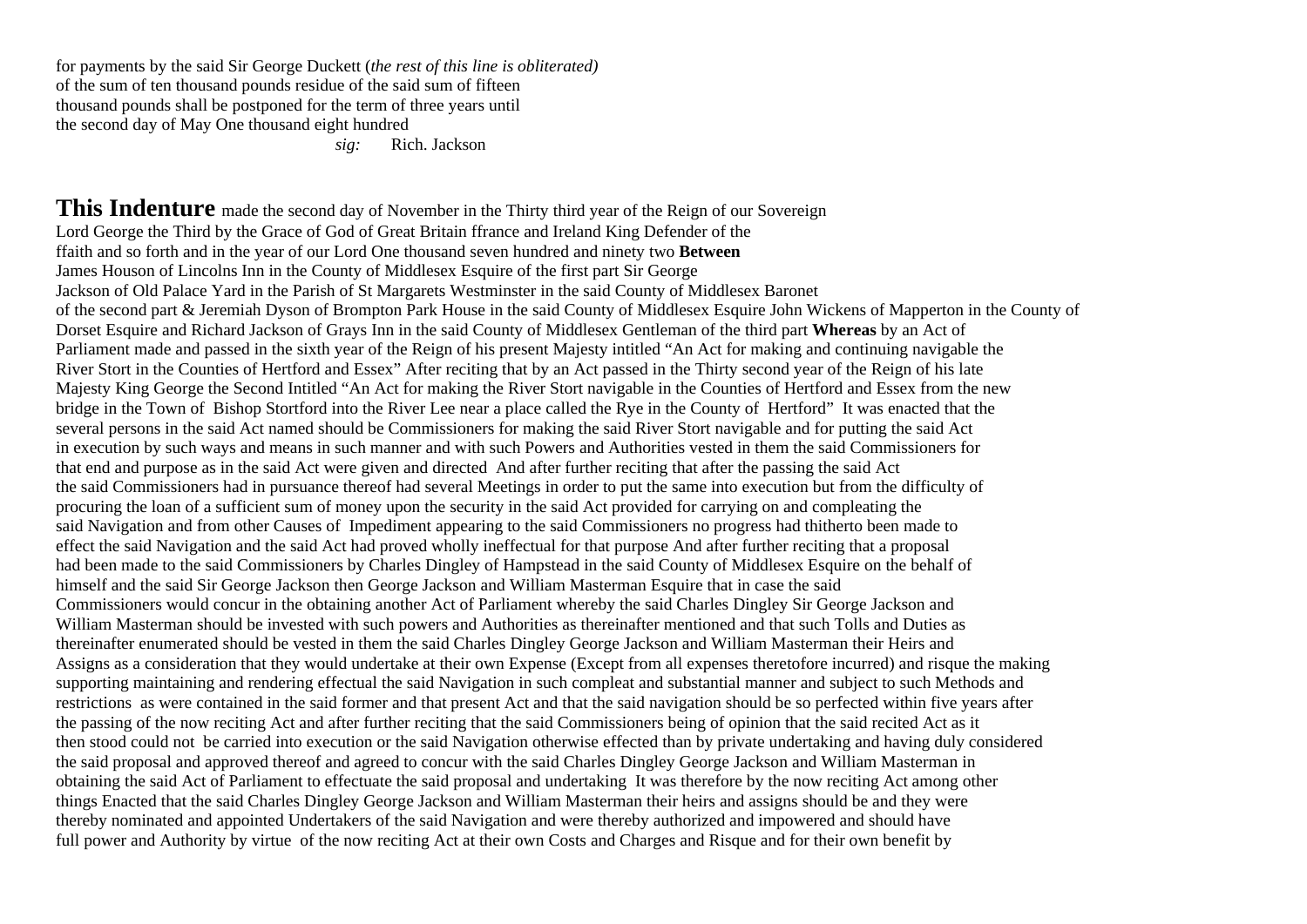for payments by the said Sir George Duckett (*the rest of this line is obliterated)*
of the sum of ten thousand pounds residue of the said sum of fifteen
thousand pounds shall be postponed for the term of three years until
the second day of May One thousand eight hundred

*sig:* Rich. Jackson

**This Indenture** made the second day of November in the Thirty third year of the Reign of our Sovereign Lord George the Third by the Grace of God of Great Britain ffrance and Ireland King Defender of the ffaith and so forth and in the year of our Lord One thousand seven hundred and ninety two **Between** James Houson of Lincolns Inn in the County of Middlesex Esquire of the first part Sir George Jackson of Old Palace Yard in the Parish of St Margarets Westminster in the said County of Middlesex Baronet of the second part & Jeremiah Dyson of Brompton Park House in the said County of Middlesex Esquire John Wickens of Mapperton in the County of Dorset Esquire and Richard Jackson of Grays Inn in the said County of Middlesex Gentleman of the third part **Whereas** by an Act of Parliament made and passed in the sixth year of the Reign of his present Majesty intitled "An Act for making and continuing navigable the River Stort in the Counties of Hertford and Essex" After reciting that by an Act passed in the Thirty second year of the Reign of his late Majesty King George the Second Intitled "An Act for making the River Stort navigable in the Counties of Hertford and Essex from the new bridge in the Town of Bishop Stortford into the River Lee near a place called the Rye in the County of Hertford" It was enacted that the several persons in the said Act named should be Commissioners for making the said River Stort navigable and for putting the said Act in execution by such ways and means in such manner and with such Powers and Authorities vested in them the said Commissioners for that end and purpose as in the said Act were given and directed And after further reciting that after the passing the said Act the said Commissioners had in pursuance thereof had several Meetings in order to put the same into execution but from the difficulty of procuring the loan of a sufficient sum of money upon the security in the said Act provided for carrying on and compleating the said Navigation and from other Causes of Impediment appearing to the said Commissioners no progress had thitherto been made to effect the said Navigation and the said Act had proved wholly ineffectual for that purpose And after further reciting that a proposal had been made to the said Commissioners by Charles Dingley of Hampstead in the said County of Middlesex Esquire on the behalf of himself and the said Sir George Jackson then George Jackson and William Masterman Esquire that in case the said Commissioners would concur in the obtaining another Act of Parliament whereby the said Charles Dingley Sir George Jackson and William Masterman should be invested with such powers and Authorities as thereinafter mentioned and that such Tolls and Duties as thereinafter enumerated should be vested in them the said Charles Dingley George Jackson and William Masterman their Heirs and Assigns as a consideration that they would undertake at their own Expense (Except from all expenses theretofore incurred) and risque the making supporting maintaining and rendering effectual the said Navigation in such compleat and substantial manner and subject to such Methods and restrictions as were contained in the said former and that present Act and that the said navigation should be so perfected within five years after the passing of the now reciting Act and after further reciting that the said Commissioners being of opinion that the said recited Act as it then stood could not be carried into execution or the said Navigation otherwise effected than by private undertaking and having duly considered the said proposal and approved thereof and agreed to concur with the said Charles Dingley George Jackson and William Masterman in obtaining the said Act of Parliament to effectuate the said proposal and undertaking It was therefore by the now reciting Act among other things Enacted that the said Charles Dingley George Jackson and William Masterman their heirs and assigns should be and they were thereby nominated and appointed Undertakers of the said Navigation and were thereby authorized and impowered and should have full power and Authority by virtue of the now reciting Act at their own Costs and Charges and Risque and for their own benefit by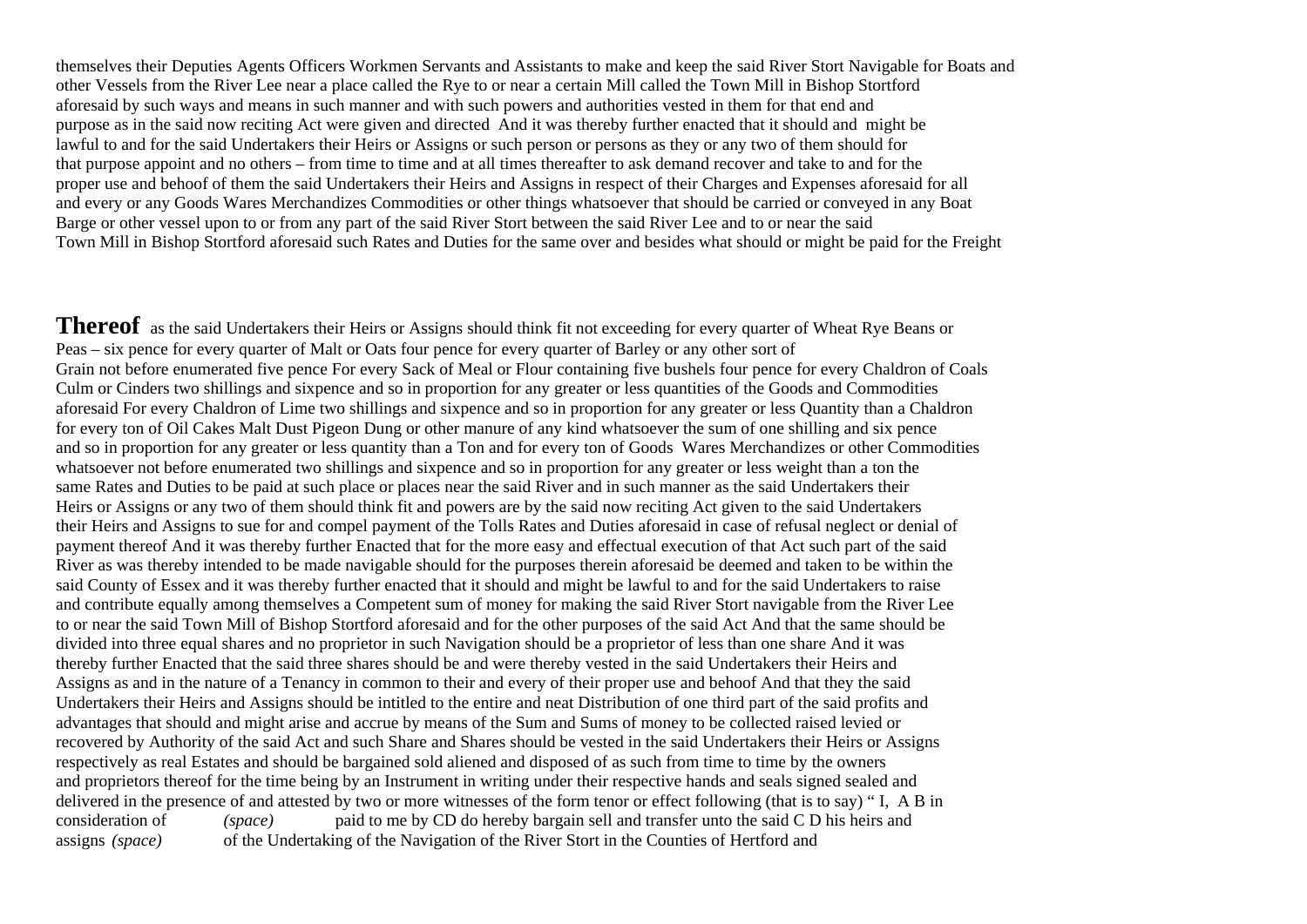themselves their Deputies Agents Officers Workmen Servants and Assistants to make and keep the said River Stort Navigable for Boats and other Vessels from the River Lee near a place called the Rye to or near a certain Mill called the Town Mill in Bishop Stortford aforesaid by such ways and means in such manner and with such powers and authorities vested in them for that end and purpose as in the said now reciting Act were given and directed And it was thereby further enacted that it should and might be lawful to and for the said Undertakers their Heirs or Assigns or such person or persons as they or any two of them should for that purpose appoint and no others – from time to time and at all times thereafter to ask demand recover and take to and for the proper use and behoof of them the said Undertakers their Heirs and Assigns in respect of their Charges and Expenses aforesaid for all and every or any Goods Wares Merchandizes Commodities or other things whatsoever that should be carried or conveyed in any Boat Barge or other vessel upon to or from any part of the said River Stort between the said River Lee and to or near the said Town Mill in Bishop Stortford aforesaid such Rates and Duties for the same over and besides what should or might be paid for the Freight

**Thereof** as the said Undertakers their Heirs or Assigns should think fit not exceeding for every quarter of Wheat Rye Beans or Peas – six pence for every quarter of Malt or Oats four pence for every quarter of Barley or any other sort of Grain not before enumerated five pence For every Sack of Meal or Flour containing five bushels four pence for every Chaldron of Coals Culm or Cinders two shillings and sixpence and so in proportion for any greater or less quantities of the Goods and Commodities aforesaid For every Chaldron of Lime two shillings and sixpence and so in proportion for any greater or less Quantity than a Chaldron for every ton of Oil Cakes Malt Dust Pigeon Dung or other manure of any kind whatsoever the sum of one shilling and six pence and so in proportion for any greater or less quantity than a Ton and for every ton of Goods Wares Merchandizes or other Commodities whatsoever not before enumerated two shillings and sixpence and so in proportion for any greater or less weight than a ton the same Rates and Duties to be paid at such place or places near the said River and in such manner as the said Undertakers their Heirs or Assigns or any two of them should think fit and powers are by the said now reciting Act given to the said Undertakers their Heirs and Assigns to sue for and compel payment of the Tolls Rates and Duties aforesaid in case of refusal neglect or denial of payment thereof And it was thereby further Enacted that for the more easy and effectual execution of that Act such part of the said River as was thereby intended to be made navigable should for the purposes therein aforesaid be deemed and taken to be within the said County of Essex and it was thereby further enacted that it should and might be lawful to and for the said Undertakers to raise and contribute equally among themselves a Competent sum of money for making the said River Stort navigable from the River Lee to or near the said Town Mill of Bishop Stortford aforesaid and for the other purposes of the said Act And that the same should be divided into three equal shares and no proprietor in such Navigation should be a proprietor of less than one share And it was thereby further Enacted that the said three shares should be and were thereby vested in the said Undertakers their Heirs and Assigns as and in the nature of a Tenancy in common to their and every of their proper use and behoof And that they the said Undertakers their Heirs and Assigns should be intitled to the entire and neat Distribution of one third part of the said profits and advantages that should and might arise and accrue by means of the Sum and Sums of money to be collected raised levied or recovered by Authority of the said Act and such Share and Shares should be vested in the said Undertakers their Heirs or Assigns respectively as real Estates and should be bargained sold aliened and disposed of as such from time to time by the owners and proprietors thereof for the time being by an Instrument in writing under their respective hands and seals signed sealed and delivered in the presence of and attested by two or more witnesses of the form tenor or effect following (that is to say) " I, A B in consideration of *(space)* paid to me by CD do hereby bargain sell and transfer unto the said C D his heirs and assigns *(space)* of the Undertaking of the Navigation of the River Stort in the Counties of Hertford and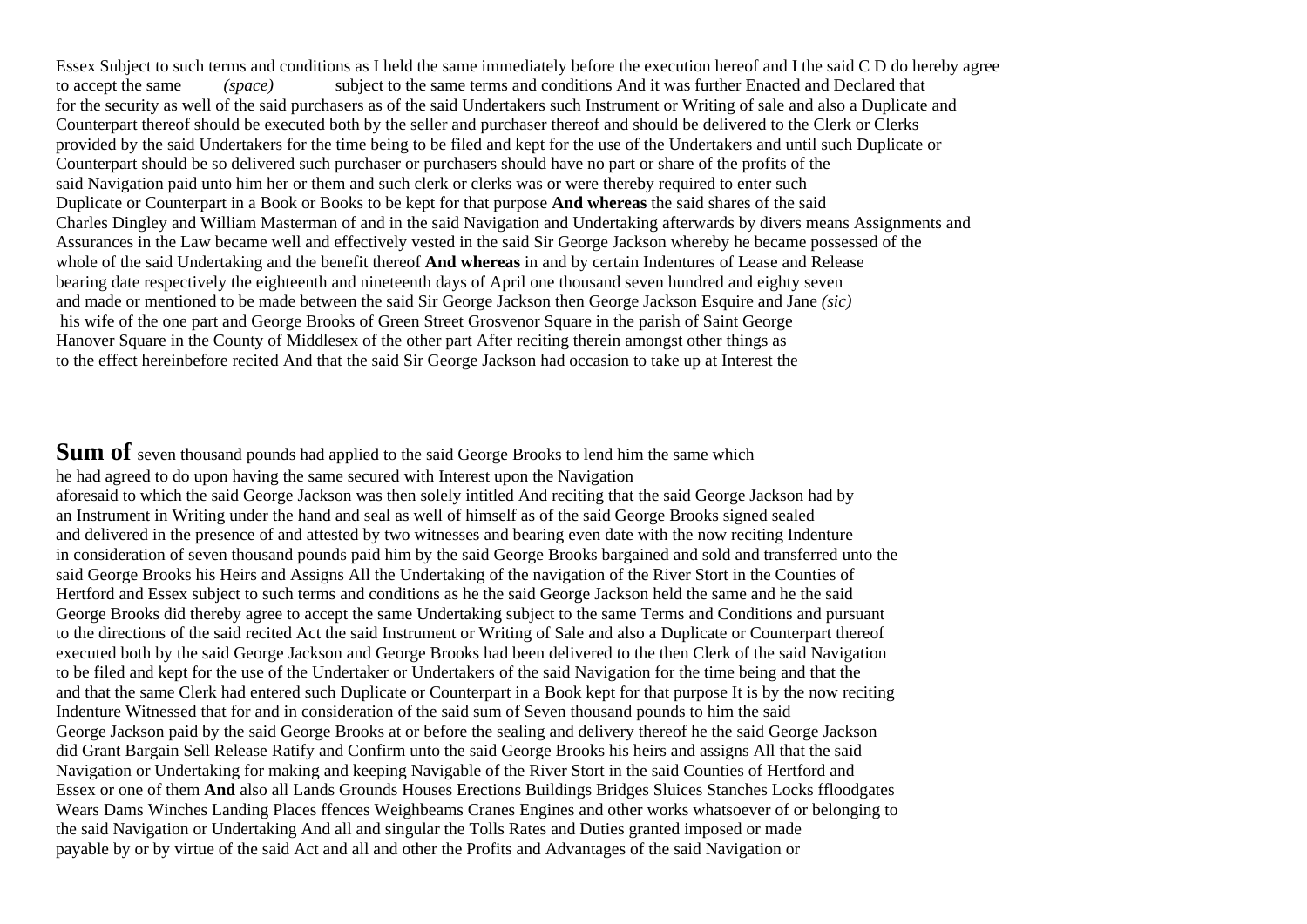Essex Subject to such terms and conditions as I held the same immediately before the execution hereof and I the said C D do hereby agree to accept the same *(space)* subject to the same terms and conditions And it was further Enacted and Declared that for the security as well of the said purchasers as of the said Undertakers such Instrument or Writing of sale and also a Duplicate and Counterpart thereof should be executed both by the seller and purchaser thereof and should be delivered to the Clerk or Clerks provided by the said Undertakers for the time being to be filed and kept for the use of the Undertakers and until such Duplicate or Counterpart should be so delivered such purchaser or purchasers should have no part or share of the profits of the said Navigation paid unto him her or them and such clerk or clerks was or were thereby required to enter such Duplicate or Counterpart in a Book or Books to be kept for that purpose **And whereas** the said shares of the said Charles Dingley and William Masterman of and in the said Navigation and Undertaking afterwards by divers means Assignments and Assurances in the Law became well and effectively vested in the said Sir George Jackson whereby he became possessed of the whole of the said Undertaking and the benefit thereof **And whereas** in and by certain Indentures of Lease and Release bearing date respectively the eighteenth and nineteenth days of April one thousand seven hundred and eighty seven and made or mentioned to be made between the said Sir George Jackson then George Jackson Esquire and Jane *(sic)* his wife of the one part and George Brooks of Green Street Grosvenor Square in the parish of Saint George Hanover Square in the County of Middlesex of the other part After reciting therein amongst other things as to the effect hereinbefore recited And that the said Sir George Jackson had occasion to take up at Interest the

**Sum of** seven thousand pounds had applied to the said George Brooks to lend him the same which he had agreed to do upon having the same secured with Interest upon the Navigation aforesaid to which the said George Jackson was then solely intitled And reciting that the said George Jackson had by an Instrument in Writing under the hand and seal as well of himself as of the said George Brooks signed sealed and delivered in the presence of and attested by two witnesses and bearing even date with the now reciting Indenture in consideration of seven thousand pounds paid him by the said George Brooks bargained and sold and transferred unto the said George Brooks his Heirs and Assigns All the Undertaking of the navigation of the River Stort in the Counties of Hertford and Essex subject to such terms and conditions as he the said George Jackson held the same and he the said George Brooks did thereby agree to accept the same Undertaking subject to the same Terms and Conditions and pursuant to the directions of the said recited Act the said Instrument or Writing of Sale and also a Duplicate or Counterpart thereof executed both by the said George Jackson and George Brooks had been delivered to the then Clerk of the said Navigation to be filed and kept for the use of the Undertaker or Undertakers of the said Navigation for the time being and that the and that the same Clerk had entered such Duplicate or Counterpart in a Book kept for that purpose It is by the now reciting Indenture Witnessed that for and in consideration of the said sum of Seven thousand pounds to him the said George Jackson paid by the said George Brooks at or before the sealing and delivery thereof he the said George Jackson did Grant Bargain Sell Release Ratify and Confirm unto the said George Brooks his heirs and assigns All that the said Navigation or Undertaking for making and keeping Navigable of the River Stort in the said Counties of Hertford and Essex or one of them **And** also all Lands Grounds Houses Erections Buildings Bridges Sluices Stanches Locks ffloodgates Wears Dams Winches Landing Places ffences Weighbeams Cranes Engines and other works whatsoever of or belonging to the said Navigation or Undertaking And all and singular the Tolls Rates and Duties granted imposed or made payable by or by virtue of the said Act and all and other the Profits and Advantages of the said Navigation or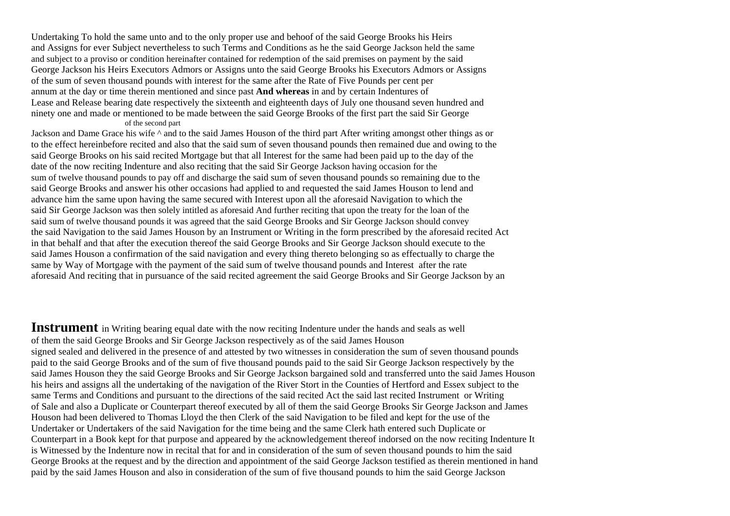Undertaking To hold the same unto and to the only proper use and behoof of the said George Brooks his Heirs and Assigns for ever Subject nevertheless to such Terms and Conditions as he the said George Jackson held the same and subject to a proviso or condition hereinafter contained for redemption of the said premises on payment by the said George Jackson his Heirs Executors Admors or Assigns unto the said George Brooks his Executors Admors or Assigns of the sum of seven thousand pounds with interest for the same after the Rate of Five Pounds per cent per annum at the day or time therein mentioned and since past **And whereas** in and by certain Indentures of Lease and Release bearing date respectively the sixteenth and eighteenth days of July one thousand seven hundred and ninety one and made or mentioned to be made between the said George Brooks of the first part the said Sir George Jackson and Dame Grace his wife ^ of the second part and to the said James Houson of the third part After writing amongst other things as or to the effect hereinbefore recited and also that the said sum of seven thousand pounds then remained due and owing to the said George Brooks on his said recited Mortgage but that all Interest for the same had been paid up to the day of the date of the now reciting Indenture and also reciting that the said Sir George Jackson having occasion for the sum of twelve thousand pounds to pay off and discharge the said sum of seven thousand pounds so remaining due to the said George Brooks and answer his other occasions had applied to and requested the said James Houson to lend and advance him the same upon having the same secured with Interest upon all the aforesaid Navigation to which the said Sir George Jackson was then solely intitled as aforesaid And further reciting that upon the treaty for the loan of the said sum of twelve thousand pounds it was agreed that the said George Brooks and Sir George Jackson should convey the said Navigation to the said James Houson by an Instrument or Writing in the form prescribed by the aforesaid recited Act in that behalf and that after the execution thereof the said George Brooks and Sir George Jackson should execute to the said James Houson a confirmation of the said navigation and every thing thereto belonging so as effectually to charge the same by Way of Mortgage with the payment of the said sum of twelve thousand pounds and Interest after the rate aforesaid And reciting that in pursuance of the said recited agreement the said George Brooks and Sir George Jackson by an

**Instrument** in Writing bearing equal date with the now reciting Indenture under the hands and seals as well of them the said George Brooks and Sir George Jackson respectively as of the said James Houson signed sealed and delivered in the presence of and attested by two witnesses in consideration the sum of seven thousand pounds paid to the said George Brooks and of the sum of five thousand pounds paid to the said Sir George Jackson respectively by the said James Houson they the said George Brooks and Sir George Jackson bargained sold and transferred unto the said James Houson his heirs and assigns all the undertaking of the navigation of the River Stort in the Counties of Hertford and Essex subject to the same Terms and Conditions and pursuant to the directions of the said recited Act the said last recited Instrument or Writing of Sale and also a Duplicate or Counterpart thereof executed by all of them the said George Brooks Sir George Jackson and James Houson had been delivered to Thomas Lloyd the then Clerk of the said Navigation to be filed and kept for the use of the Undertaker or Undertakers of the said Navigation for the time being and the same Clerk hath entered such Duplicate or Counterpart in a Book kept for that purpose and appeared by the acknowledgement thereof indorsed on the now reciting Indenture It is Witnessed by the Indenture now in recital that for and in consideration of the sum of seven thousand pounds to him the said George Brooks at the request and by the direction and appointment of the said George Jackson testified as therein mentioned in hand paid by the said James Houson and also in consideration of the sum of five thousand pounds to him the said George Jackson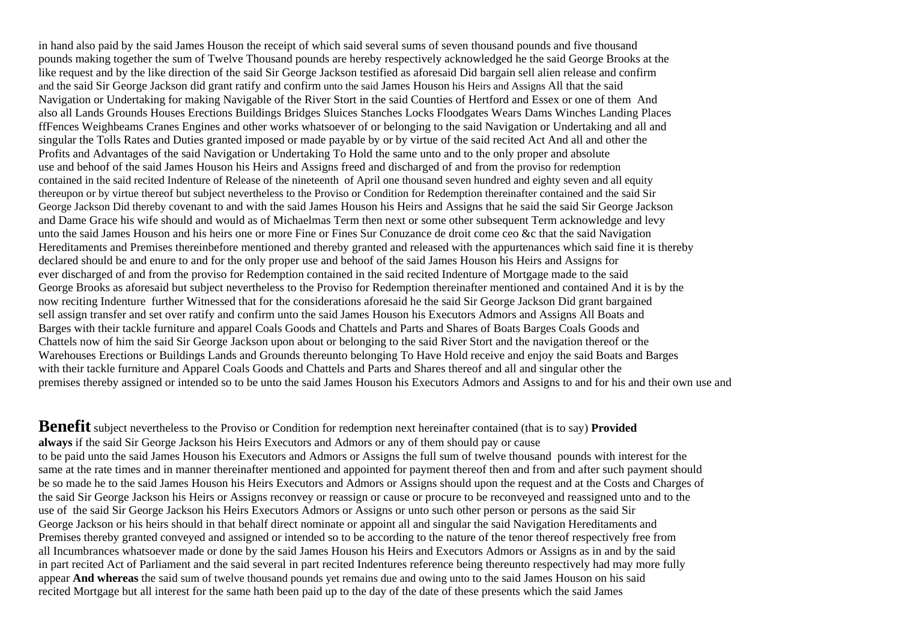in hand also paid by the said James Houson the receipt of which said several sums of seven thousand pounds and five thousand pounds making together the sum of Twelve Thousand pounds are hereby respectively acknowledged he the said George Brooks at the like request and by the like direction of the said Sir George Jackson testified as aforesaid Did bargain sell alien release and confirm and the said Sir George Jackson did grant ratify and confirm unto the said James Houson his Heirs and Assigns All that the said Navigation or Undertaking for making Navigable of the River Stort in the said Counties of Hertford and Essex or one of them And also all Lands Grounds Houses Erections Buildings Bridges Sluices Stanches Locks Floodgates Wears Dams Winches Landing Places ffFences Weighbeams Cranes Engines and other works whatsoever of or belonging to the said Navigation or Undertaking and all and singular the Tolls Rates and Duties granted imposed or made payable by or by virtue of the said recited Act And all and other the Profits and Advantages of the said Navigation or Undertaking To Hold the same unto and to the only proper and absolute use and behoof of the said James Houson his Heirs and Assigns freed and discharged of and from the proviso for redemption contained in the said recited Indenture of Release of the nineteenth of April one thousand seven hundred and eighty seven and all equity thereupon or by virtue thereof but subject nevertheless to the Proviso or Condition for Redemption thereinafter contained and the said Sir George Jackson Did thereby covenant to and with the said James Houson his Heirs and Assigns that he said the said Sir George Jackson and Dame Grace his wife should and would as of Michaelmas Term then next or some other subsequent Term acknowledge and levy unto the said James Houson and his heirs one or more Fine or Fines Sur Conuzance de droit come ceo &c that the said Navigation Hereditaments and Premises thereinbefore mentioned and thereby granted and released with the appurtenances which said fine it is thereby declared should be and enure to and for the only proper use and behoof of the said James Houson his Heirs and Assigns for ever discharged of and from the proviso for Redemption contained in the said recited Indenture of Mortgage made to the said George Brooks as aforesaid but subject nevertheless to the Proviso for Redemption thereinafter mentioned and contained And it is by the now reciting Indenture further Witnessed that for the considerations aforesaid he the said Sir George Jackson Did grant bargained sell assign transfer and set over ratify and confirm unto the said James Houson his Executors Admors and Assigns All Boats and Barges with their tackle furniture and apparel Coals Goods and Chattels and Parts and Shares of Boats Barges Coals Goods and Chattels now of him the said Sir George Jackson upon about or belonging to the said River Stort and the navigation thereof or the Warehouses Erections or Buildings Lands and Grounds thereunto belonging To Have Hold receive and enjoy the said Boats and Barges with their tackle furniture and Apparel Coals Goods and Chattels and Parts and Shares thereof and all and singular other the premises thereby assigned or intended so to be unto the said James Houson his Executors Admors and Assigns to and for his and their own use and

**Benefit** subject nevertheless to the Proviso or Condition for redemption next hereinafter contained (that is to say) **Provided always** if the said Sir George Jackson his Heirs Executors and Admors or any of them should pay or cause to be paid unto the said James Houson his Executors and Admors or Assigns the full sum of twelve thousand pounds with interest for the same at the rate times and in manner thereinafter mentioned and appointed for payment thereof then and from and after such payment should be so made he to the said James Houson his Heirs Executors and Admors or Assigns should upon the request and at the Costs and Charges of the said Sir George Jackson his Heirs or Assigns reconvey or reassign or cause or procure to be reconveyed and reassigned unto and to the use of the said Sir George Jackson his Heirs Executors Admors or Assigns or unto such other person or persons as the said Sir George Jackson or his heirs should in that behalf direct nominate or appoint all and singular the said Navigation Hereditaments and Premises thereby granted conveyed and assigned or intended so to be according to the nature of the tenor thereof respectively free from all Incumbrances whatsoever made or done by the said James Houson his Heirs and Executors Admors or Assigns as in and by the said in part recited Act of Parliament and the said several in part recited Indentures reference being thereunto respectively had may more fully appear **And whereas** the said sum of twelve thousand pounds yet remains due and owing unto to the said James Houson on his said recited Mortgage but all interest for the same hath been paid up to the day of the date of these presents which the said James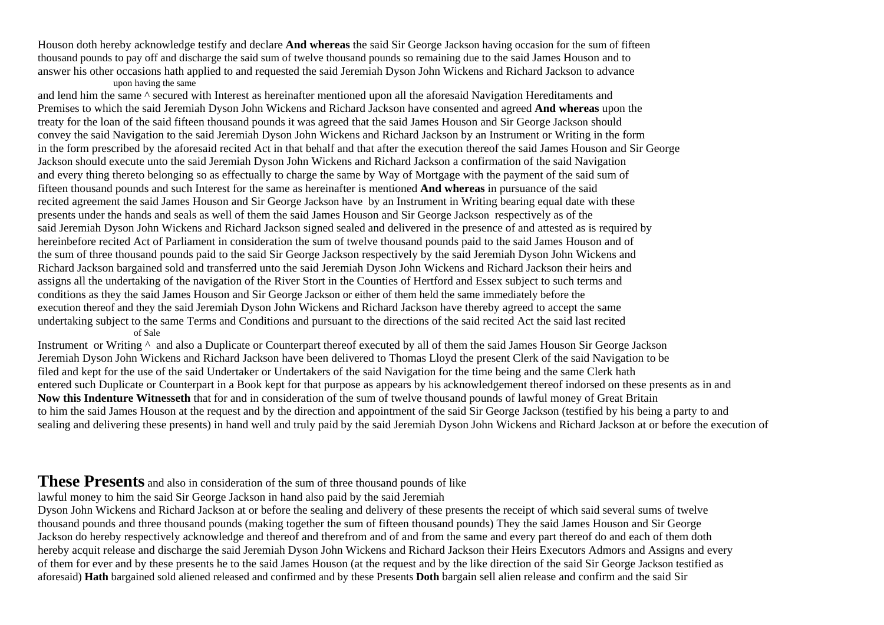Houson doth hereby acknowledge testify and declare **And whereas** the said Sir George Jackson having occasion for the sum of fifteen thousand pounds to pay off and discharge the said sum of twelve thousand pounds so remaining due to the said James Houson and to answer his other occasions hath applied to and requested the said Jeremiah Dyson John Wickens and Richard Jackson to advance and lend him the same ^ upon having the same secured with Interest as hereinafter mentioned upon all the aforesaid Navigation Hereditaments and Premises to which the said Jeremiah Dyson John Wickens and Richard Jackson have consented and agreed **And whereas** upon the treaty for the loan of the said fifteen thousand pounds it was agreed that the said James Houson and Sir George Jackson should convey the said Navigation to the said Jeremiah Dyson John Wickens and Richard Jackson by an Instrument or Writing in the form in the form prescribed by the aforesaid recited Act in that behalf and that after the execution thereof the said James Houson and Sir George Jackson should execute unto the said Jeremiah Dyson John Wickens and Richard Jackson a confirmation of the said Navigation and every thing thereto belonging so as effectually to charge the same by Way of Mortgage with the payment of the said sum of fifteen thousand pounds and such Interest for the same as hereinafter is mentioned **And whereas** in pursuance of the said recited agreement the said James Houson and Sir George Jackson have by an Instrument in Writing bearing equal date with these presents under the hands and seals as well of them the said James Houson and Sir George Jackson respectively as of the said Jeremiah Dyson John Wickens and Richard Jackson signed sealed and delivered in the presence of and attested as is required by hereinbefore recited Act of Parliament in consideration the sum of twelve thousand pounds paid to the said James Houson and of the sum of three thousand pounds paid to the said Sir George Jackson respectively by the said Jeremiah Dyson John Wickens and Richard Jackson bargained sold and transferred unto the said Jeremiah Dyson John Wickens and Richard Jackson their heirs and assigns all the undertaking of the navigation of the River Stort in the Counties of Hertford and Essex subject to such terms and conditions as they the said James Houson and Sir George Jackson or either of them held the same immediately before the execution thereof and they the said Jeremiah Dyson John Wickens and Richard Jackson have thereby agreed to accept the same undertaking subject to the same Terms and Conditions and pursuant to the directions of the said recited Act the said last recited Instrument or Writing ^ of Sale and also a Duplicate or Counterpart thereof executed by all of them the said James Houson Sir George Jackson Jeremiah Dyson John Wickens and Richard Jackson have been delivered to Thomas Lloyd the present Clerk of the said Navigation to be filed and kept for the use of the said Undertaker or Undertakers of the said Navigation for the time being and the same Clerk hath entered such Duplicate or Counterpart in a Book kept for that purpose as appears by his acknowledgement thereof indorsed on these presents as in and **Now this Indenture Witnesseth** that for and in consideration of the sum of twelve thousand pounds of lawful money of Great Britain to him the said James Houson at the request and by the direction and appointment of the said Sir George Jackson (testified by his being a party to and sealing and delivering these presents) in hand well and truly paid by the said Jeremiah Dyson John Wickens and Richard Jackson at or before the execution of

**These Presents** and also in consideration of the sum of three thousand pounds of like lawful money to him the said Sir George Jackson in hand also paid by the said Jeremiah Dyson John Wickens and Richard Jackson at or before the sealing and delivery of these presents the receipt of which said several sums of twelve thousand pounds and three thousand pounds (making together the sum of fifteen thousand pounds) They the said James Houson and Sir George Jackson do hereby respectively acknowledge and thereof and therefrom and of and from the same and every part thereof do and each of them doth hereby acquit release and discharge the said Jeremiah Dyson John Wickens and Richard Jackson their Heirs Executors Admors and Assigns and every of them for ever and by these presents he to the said James Houson (at the request and by the like direction of the said Sir George Jackson testified as aforesaid) **Hath** bargained sold aliened released and confirmed and by these Presents **Doth** bargain sell alien release and confirm and the said Sir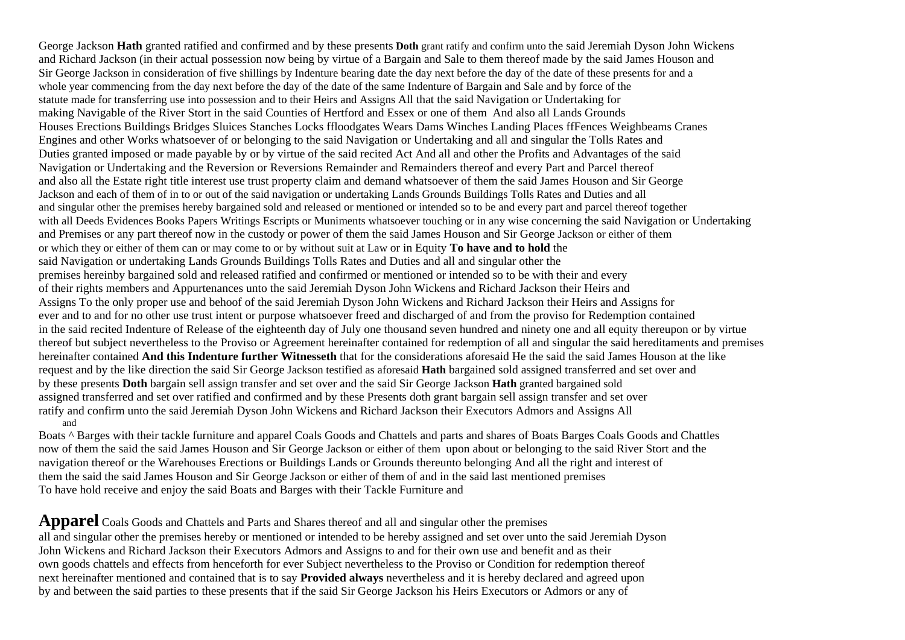George Jackson **Hath** granted ratified and confirmed and by these presents **Doth** grant ratify and confirm unto the said Jeremiah Dyson John Wickens and Richard Jackson (in their actual possession now being by virtue of a Bargain and Sale to them thereof made by the said James Houson and Sir George Jackson in consideration of five shillings by Indenture bearing date the day next before the day of the date of these presents for and a whole year commencing from the day next before the day of the date of the same Indenture of Bargain and Sale and by force of the statute made for transferring use into possession and to their Heirs and Assigns All that the said Navigation or Undertaking for making Navigable of the River Stort in the said Counties of Hertford and Essex or one of them And also all Lands Grounds Houses Erections Buildings Bridges Sluices Stanches Locks ffloodgates Wears Dams Winches Landing Places ffFences Weighbeams Cranes Engines and other Works whatsoever of or belonging to the said Navigation or Undertaking and all and singular the Tolls Rates and Duties granted imposed or made payable by or by virtue of the said recited Act And all and other the Profits and Advantages of the said Navigation or Undertaking and the Reversion or Reversions Remainder and Remainders thereof and every Part and Parcel thereof and also all the Estate right title interest use trust property claim and demand whatsoever of them the said James Houson and Sir George Jackson and each of them of in to or out of the said navigation or undertaking Lands Grounds Buildings Tolls Rates and Duties and all and singular other the premises hereby bargained sold and released or mentioned or intended so to be and every part and parcel thereof together with all Deeds Evidences Books Papers Writings Escripts or Muniments whatsoever touching or in any wise concerning the said Navigation or Undertaking and Premises or any part thereof now in the custody or power of them the said James Houson and Sir George Jackson or either of them or which they or either of them can or may come to or by without suit at Law or in Equity **To have and to hold** the said Navigation or undertaking Lands Grounds Buildings Tolls Rates and Duties and all and singular other the premises hereinby bargained sold and released ratified and confirmed or mentioned or intended so to be with their and every of their rights members and Appurtenances unto the said Jeremiah Dyson John Wickens and Richard Jackson their Heirs and Assigns To the only proper use and behoof of the said Jeremiah Dyson John Wickens and Richard Jackson their Heirs and Assigns for ever and to and for no other use trust intent or purpose whatsoever freed and discharged of and from the proviso for Redemption contained in the said recited Indenture of Release of the eighteenth day of July one thousand seven hundred and ninety one and all equity thereupon or by virtue thereof but subject nevertheless to the Proviso or Agreement hereinafter contained for redemption of all and singular the said hereditaments and premises hereinafter contained **And this Indenture further Witnesseth** that for the considerations aforesaid He the said the said James Houson at the like request and by the like direction the said Sir George Jackson testified as aforesaid **Hath** bargained sold assigned transferred and set over and by these presents **Doth** bargain sell assign transfer and set over and the said Sir George Jackson **Hath** granted bargained sold assigned transferred and set over ratified and confirmed and by these Presents doth grant bargain sell assign transfer and set over ratify and confirm unto the said Jeremiah Dyson John Wickens and Richard Jackson their Executors Admors and Assigns All Boats ^and Barges with their tackle furniture and apparel Coals Goods and Chattels and parts and shares of Boats Barges Coals Goods and Chattles now of them the said the said James Houson and Sir George Jackson or either of them upon about or belonging to the said River Stort and the navigation thereof or the Warehouses Erections or Buildings Lands or Grounds thereunto belonging And all the right and interest of them the said the said James Houson and Sir George Jackson or either of them of and in the said last mentioned premises To have hold receive and enjoy the said Boats and Barges with their Tackle Furniture and

**Apparel** Coals Goods and Chattels and Parts and Shares thereof and all and singular other the premises all and singular other the premises hereby or mentioned or intended to be hereby assigned and set over unto the said Jeremiah Dyson John Wickens and Richard Jackson their Executors Admors and Assigns to and for their own use and benefit and as their own goods chattels and effects from henceforth for ever Subject nevertheless to the Proviso or Condition for redemption thereof next hereinafter mentioned and contained that is to say **Provided always** nevertheless and it is hereby declared and agreed upon by and between the said parties to these presents that if the said Sir George Jackson his Heirs Executors or Admors or any of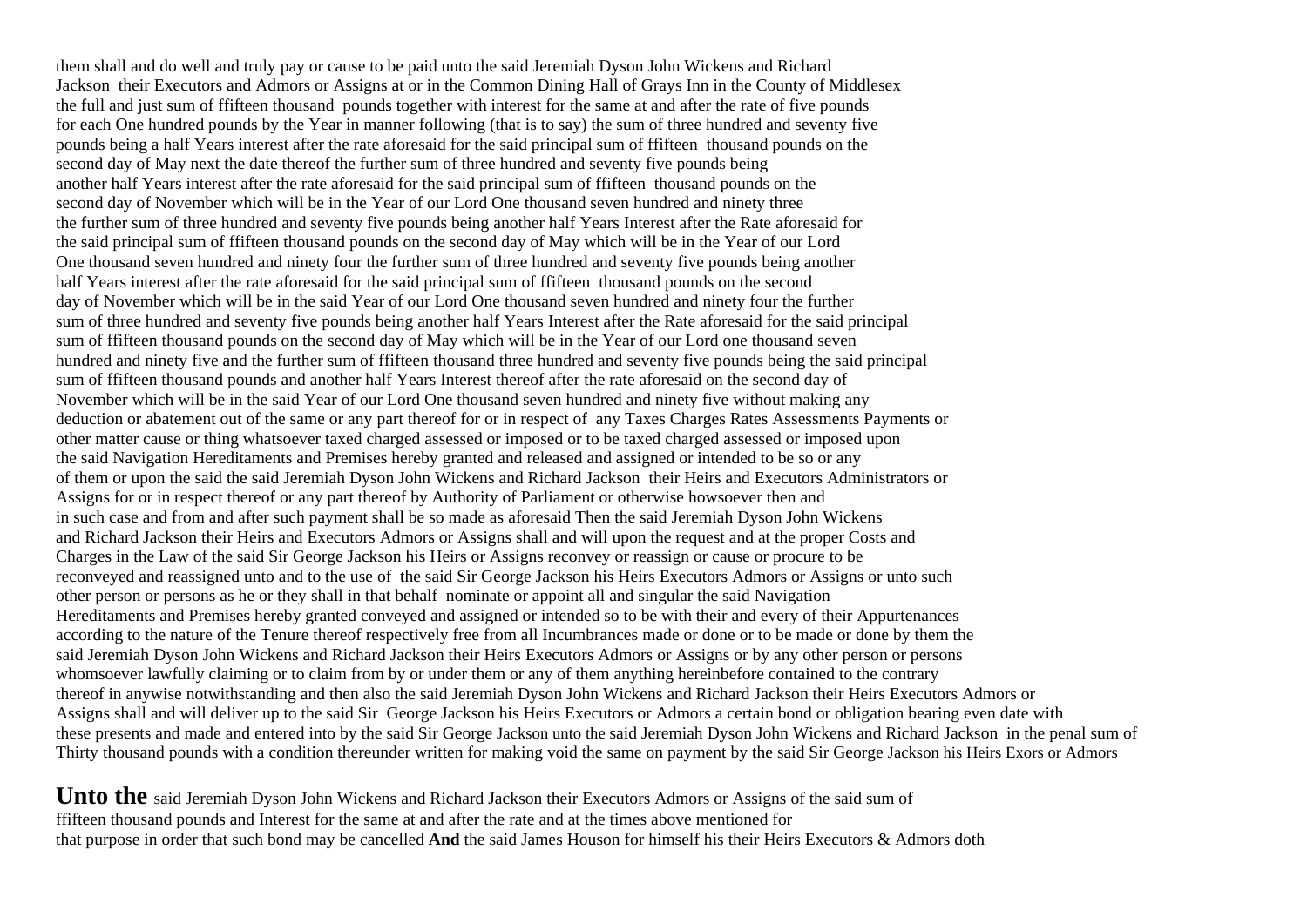them shall and do well and truly pay or cause to be paid unto the said Jeremiah Dyson John Wickens and Richard Jackson their Executors and Admors or Assigns at or in the Common Dining Hall of Grays Inn in the County of Middlesex the full and just sum of ffifteen thousand pounds together with interest for the same at and after the rate of five pounds for each One hundred pounds by the Year in manner following (that is to say) the sum of three hundred and seventy five pounds being a half Years interest after the rate aforesaid for the said principal sum of ffifteen thousand pounds on the second day of May next the date thereof the further sum of three hundred and seventy five pounds being another half Years interest after the rate aforesaid for the said principal sum of ffifteen thousand pounds on the second day of November which will be in the Year of our Lord One thousand seven hundred and ninety three the further sum of three hundred and seventy five pounds being another half Years Interest after the Rate aforesaid for the said principal sum of ffifteen thousand pounds on the second day of May which will be in the Year of our Lord One thousand seven hundred and ninety four the further sum of three hundred and seventy five pounds being another half Years interest after the rate aforesaid for the said principal sum of ffifteen thousand pounds on the second day of November which will be in the said Year of our Lord One thousand seven hundred and ninety four the further sum of three hundred and seventy five pounds being another half Years Interest after the Rate aforesaid for the said principal sum of ffifteen thousand pounds on the second day of May which will be in the Year of our Lord one thousand seven hundred and ninety five and the further sum of ffifteen thousand three hundred and seventy five pounds being the said principal sum of ffifteen thousand pounds and another half Years Interest thereof after the rate aforesaid on the second day of November which will be in the said Year of our Lord One thousand seven hundred and ninety five without making any deduction or abatement out of the same or any part thereof for or in respect of any Taxes Charges Rates Assessments Payments or other matter cause or thing whatsoever taxed charged assessed or imposed or to be taxed charged assessed or imposed upon the said Navigation Hereditaments and Premises hereby granted and released and assigned or intended to be so or any of them or upon the said the said Jeremiah Dyson John Wickens and Richard Jackson their Heirs and Executors Administrators or Assigns for or in respect thereof or any part thereof by Authority of Parliament or otherwise howsoever then and in such case and from and after such payment shall be so made as aforesaid Then the said Jeremiah Dyson John Wickens and Richard Jackson their Heirs and Executors Admors or Assigns shall and will upon the request and at the proper Costs and Charges in the Law of the said Sir George Jackson his Heirs or Assigns reconvey or reassign or cause or procure to be reconveyed and reassigned unto and to the use of the said Sir George Jackson his Heirs Executors Admors or Assigns or unto such other person or persons as he or they shall in that behalf nominate or appoint all and singular the said Navigation Hereditaments and Premises hereby granted conveyed and assigned or intended so to be with their and every of their Appurtenances according to the nature of the Tenure thereof respectively free from all Incumbrances made or done or to be made or done by them the said Jeremiah Dyson John Wickens and Richard Jackson their Heirs Executors Admors or Assigns or by any other person or persons whomsoever lawfully claiming or to claim from by or under them or any of them anything hereinbefore contained to the contrary thereof in anywise notwithstanding and then also the said Jeremiah Dyson John Wickens and Richard Jackson their Heirs Executors Admors or Assigns shall and will deliver up to the said Sir George Jackson his Heirs Executors or Admors a certain bond or obligation bearing even date with these presents and made and entered into by the said Sir George Jackson unto the said Jeremiah Dyson John Wickens and Richard Jackson in the penal sum of Thirty thousand pounds with a condition thereunder written for making void the same on payment by the said Sir George Jackson his Heirs Exors or Admors

**Unto the** said Jeremiah Dyson John Wickens and Richard Jackson their Executors Admors or Assigns of the said sum of ffifteen thousand pounds and Interest for the same at and after the rate and at the times above mentioned for that purpose in order that such bond may be cancelled **And** the said James Houson for himself his their Heirs Executors & Admors doth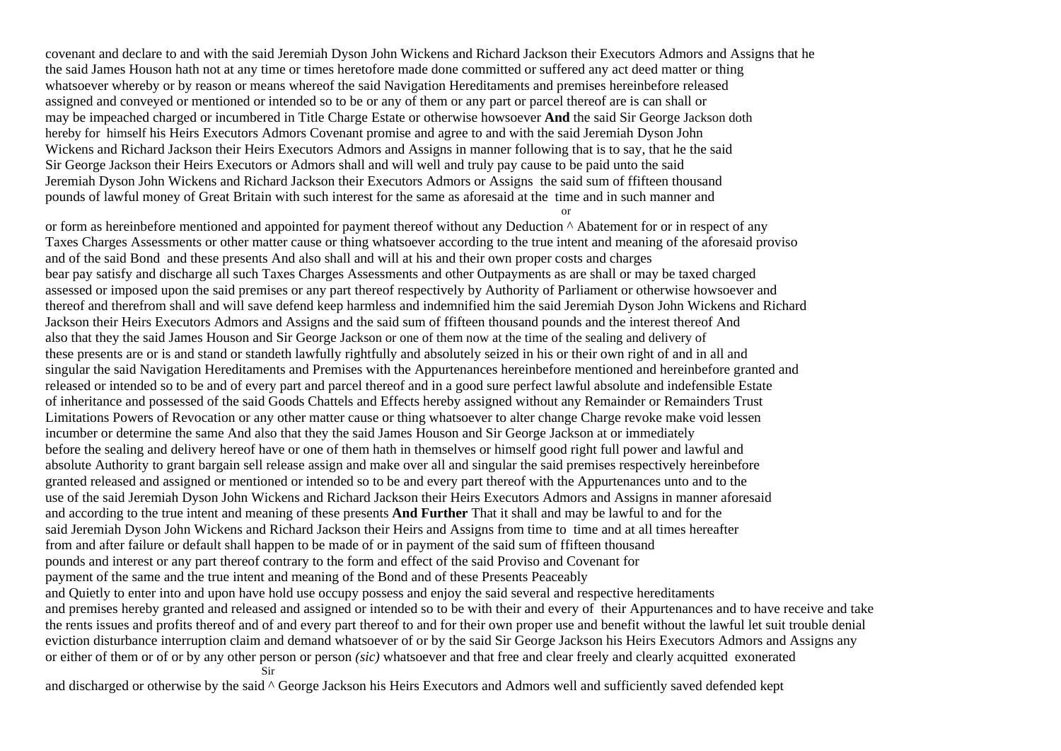covenant and declare to and with the said Jeremiah Dyson John Wickens and Richard Jackson their Executors Admors and Assigns that he the said James Houson hath not at any time or times heretofore made done committed or suffered any act deed matter or thing whatsoever whereby or by reason or means whereof the said Navigation Hereditaments and premises hereinbefore released assigned and conveyed or mentioned or intended so to be or any of them or any part or parcel thereof are is can shall or may be impeached charged or incumbered in Title Charge Estate or otherwise howsoever **And** the said Sir George Jackson doth hereby for himself his Heirs Executors Admors Covenant promise and agree to and with the said Jeremiah Dyson John Wickens and Richard Jackson their Heirs Executors Admors and Assigns in manner following that is to say, that he the said Sir George Jackson their Heirs Executors or Admors shall and will well and truly pay cause to be paid unto the said Jeremiah Dyson John Wickens and Richard Jackson their Executors Admors or Assigns the said sum of ffifteen thousand pounds of lawful money of Great Britain with such interest for the same as aforesaid at the time and in such manner and or form as hereinbefore mentioned and appointed for payment thereof without any Deduction ^or Abatement for or in respect of any Taxes Charges Assessments or other matter cause or thing whatsoever according to the true intent and meaning of the aforesaid proviso and of the said Bond and these presents And also shall and will at his and their own proper costs and charges bear pay satisfy and discharge all such Taxes Charges Assessments and other Outpayments as are shall or may be taxed charged assessed or imposed upon the said premises or any part thereof respectively by Authority of Parliament or otherwise howsoever and thereof and therefrom shall and will save defend keep harmless and indemnified him the said Jeremiah Dyson John Wickens and Richard Jackson their Heirs Executors Admors and Assigns and the said sum of ffifteen thousand pounds and the interest thereof And also that they the said James Houson and Sir George Jackson or one of them now at the time of the sealing and delivery of these presents are or is and stand or standeth lawfully rightfully and absolutely seized in his or their own right of and in all and singular the said Navigation Hereditaments and Premises with the Appurtenances hereinbefore mentioned and hereinbefore granted and released or intended so to be and of every part and parcel thereof and in a good sure perfect lawful absolute and indefensible Estate of inheritance and possessed of the said Goods Chattels and Effects hereby assigned without any Remainder or Remainders Trust Limitations Powers of Revocation or any other matter cause or thing whatsoever to alter change Charge revoke make void lessen incumber or determine the same And also that they the said James Houson and Sir George Jackson at or immediately before the sealing and delivery hereof have or one of them hath in themselves or himself good right full power and lawful and absolute Authority to grant bargain sell release assign and make over all and singular the said premises respectively hereinbefore granted released and assigned or mentioned or intended so to be and every part thereof with the Appurtenances unto and to the use of the said Jeremiah Dyson John Wickens and Richard Jackson their Heirs Executors Admors and Assigns in manner aforesaid and according to the true intent and meaning of these presents **And Further** That it shall and may be lawful to and for the said Jeremiah Dyson John Wickens and Richard Jackson their Heirs and Assigns from time to time and at all times hereafter from and after failure or default shall happen to be made of or in payment of the said sum of ffifteen thousand pounds and interest or any part thereof contrary to the form and effect of the said Proviso and Covenant for payment of the same and the true intent and meaning of the Bond and of these Presents Peaceably and Quietly to enter into and upon have hold use occupy possess and enjoy the said several and respective hereditaments and premises hereby granted and released and assigned or intended so to be with their and every of their Appurtenances and to have receive and take the rents issues and profits thereof and of and every part thereof to and for their own proper use and benefit without the lawful let suit trouble denial eviction disturbance interruption claim and demand whatsoever of or by the said Sir George Jackson his Heirs Executors Admors and Assigns any or either of them or of or by any other person or person *(sic)* whatsoever and that free and clear freely and clearly acquitted exonerated and discharged or otherwise by the said ^Sir George Jackson his Heirs Executors and Admors well and sufficiently saved defended kept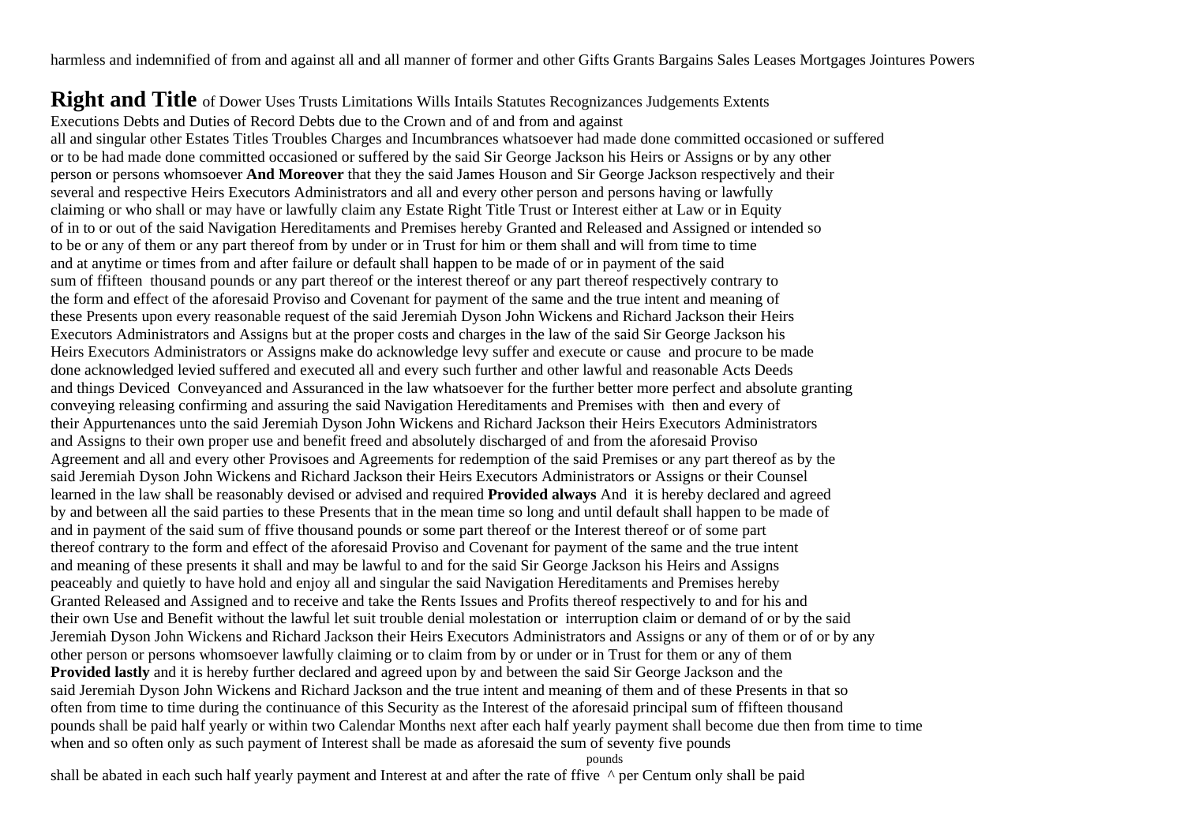harmless and indemnified of from and against all and all manner of former and other Gifts Grants Bargains Sales Leases Mortgages Jointures Powers

**Right and Title** of Dower Uses Trusts Limitations Wills Intails Statutes Recognizances Judgements Extents
Executions Debts and Duties of Record Debts due to the Crown and of and from and against
all and singular other Estates Titles Troubles Charges and Incumbrances whatsoever had made done committed occasioned or suffered
or to be had made done committed occasioned or suffered by the said Sir George Jackson his Heirs or Assigns or by any other
person or persons whomsoever **And Moreover** that they the said James Houson and Sir George Jackson respectively and their
several and respective Heirs Executors Administrators and all and every other person and persons having or lawfully
claiming or who shall or may have or lawfully claim any Estate Right Title Trust or Interest either at Law or in Equity
of in to or out of the said Navigation Hereditaments and Premises hereby Granted and Released and Assigned or intended so
to be or any of them or any part thereof from by under or in Trust for him or them shall and will from time to time
and at anytime or times from and after failure or default shall happen to be made of or in payment of the said
sum of ffifteen thousand pounds or any part thereof or the interest thereof or any part thereof respectively contrary to
the form and effect of the aforesaid Proviso and Covenant for payment of the same and the true intent and meaning of
these Presents upon every reasonable request of the said Jeremiah Dyson John Wickens and Richard Jackson their Heirs
Executors Administrators and Assigns but at the proper costs and charges in the law of the said Sir George Jackson his
Heirs Executors Administrators or Assigns make do acknowledge levy suffer and execute or cause and procure to be made
done acknowledged levied suffered and executed all and every such further and other lawful and reasonable Acts Deeds
and things Deviced Conveyanced and Assuranced in the law whatsoever for the further better more perfect and absolute granting
conveying releasing confirming and assuring the said Navigation Hereditaments and Premises with then and every of
their Appurtenances unto the said Jeremiah Dyson John Wickens and Richard Jackson their Heirs Executors Administrators
and Assigns to their own proper use and benefit freed and absolutely discharged of and from the aforesaid Proviso
Agreement and all and every other Provisoes and Agreements for redemption of the said Premises or any part thereof as by the
said Jeremiah Dyson John Wickens and Richard Jackson their Heirs Executors Administrators or Assigns or their Counsel
learned in the law shall be reasonably devised or advised and required **Provided always** And it is hereby declared and agreed
by and between all the said parties to these Presents that in the mean time so long and until default shall happen to be made of
and in payment of the said sum of ffive thousand pounds or some part thereof or the Interest thereof or of some part
thereof contrary to the form and effect of the aforesaid Proviso and Covenant for payment of the same and the true intent
and meaning of these presents it shall and may be lawful to and for the said Sir George Jackson his Heirs and Assigns
peaceably and quietly to have hold and enjoy all and singular the said Navigation Hereditaments and Premises hereby
Granted Released and Assigned and to receive and take the Rents Issues and Profits thereof respectively to and for his and
their own Use and Benefit without the lawful let suit trouble denial molestation or interruption claim or demand of or by the said
Jeremiah Dyson John Wickens and Richard Jackson their Heirs Executors Administrators and Assigns or any of them or of or by any
other person or persons whomsoever lawfully claiming or to claim from by or under or in Trust for them or any of them
**Provided lastly** and it is hereby further declared and agreed upon by and between the said Sir George Jackson and the
said Jeremiah Dyson John Wickens and Richard Jackson and the true intent and meaning of them and of these Presents in that so
often from time to time during the continuance of this Security as the Interest of the aforesaid principal sum of ffifteen thousand
pounds shall be paid half yearly or within two Calendar Months next after each half yearly payment shall become due then from time to time
when and so often only as such payment of Interest shall be made as aforesaid the sum of seventy five pounds
shall be abated in each such half yearly payment and Interest at and after the rate of ffive ^pounds^ per Centum only shall be paid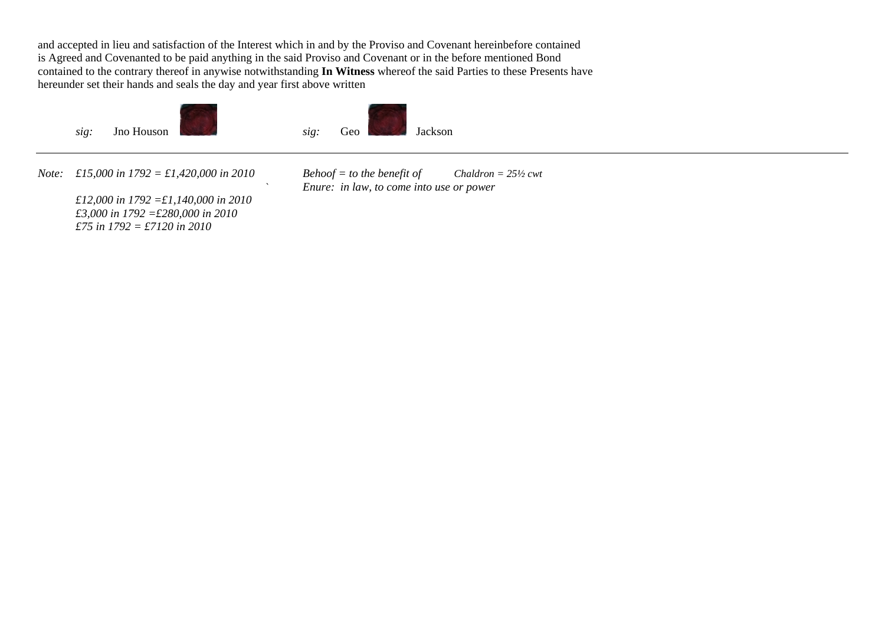and accepted in lieu and satisfaction of the Interest which in and by the Proviso and Covenant hereinbefore contained is Agreed and Covenanted to be paid anything in the said Proviso and Covenant or in the before mentioned Bond contained to the contrary thereof in anywise notwithstanding **In Witness** whereof the said Parties to these Presents have hereunder set their hands and seals the day and year first above written

*sig:* Jno Houson *sig:* Geo Jackson

---

*Note:* *£15,000 in 1792 = £1,420,000 in 2010*

*£12,000 in 1792 =£1,140,000 in 2010*
*£3,000 in 1792 =£280,000 in 2010*
*£75 in 1792 = £7120 in 2010*

*Behoof = to the benefit of* *Chaldron = 25½ cwt*
*Enure: in law, to come into use or power*